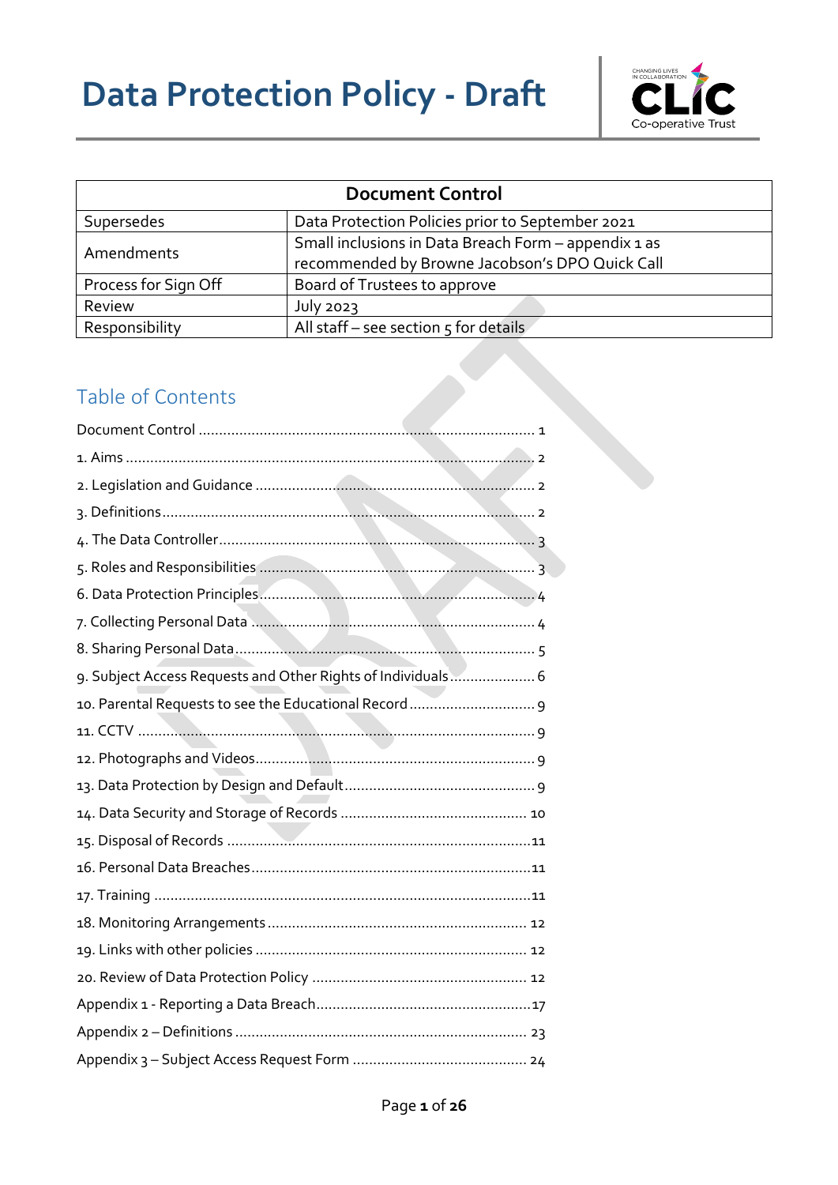# Data Protection Policy - Draft

| Document Control | |
|---|---|
| Supersedes | Data Protection Policies prior to September 2021 |
| Amendments | Small inclusions in Data Breach Form – appendix 1 as recommended by Browne Jacobson's DPO Quick Call |
| Process for Sign Off | Board of Trustees to approve |
| Review | July 2023 |
| Responsibility | All staff – see section 5 for details |

## Table of Contents

Document Control ........ 1
1. Aims ........ 2
2. Legislation and Guidance ........ 2
3. Definitions ........ 2
4. The Data Controller ........ 3
5. Roles and Responsibilities ........ 3
6. Data Protection Principles ........ 4
7. Collecting Personal Data ........ 4
8. Sharing Personal Data ........ 5
9. Subject Access Requests and Other Rights of Individuals ........ 6
10. Parental Requests to see the Educational Record ........ 9
11. CCTV ........ 9
12. Photographs and Videos ........ 9
13. Data Protection by Design and Default ........ 9
14. Data Security and Storage of Records ........ 10
15. Disposal of Records ........ 11
16. Personal Data Breaches ........ 11
17. Training ........ 11
18. Monitoring Arrangements ........ 12
19. Links with other policies ........ 12
20. Review of Data Protection Policy ........ 12
Appendix 1 - Reporting a Data Breach ........ 17
Appendix 2 – Definitions ........ 23
Appendix 3 – Subject Access Request Form ........ 24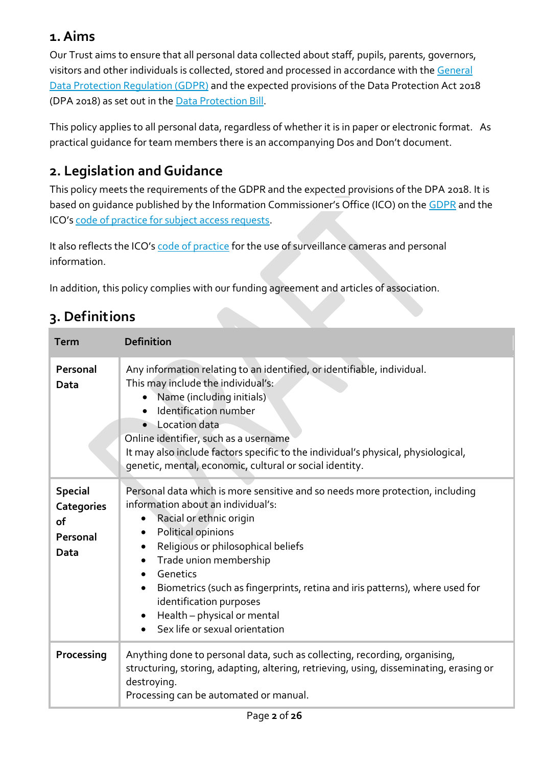## 1. Aims

Our Trust aims to ensure that all personal data collected about staff, pupils, parents, governors, visitors and other individuals is collected, stored and processed in accordance with the General Data Protection Regulation (GDPR) and the expected provisions of the Data Protection Act 2018 (DPA 2018) as set out in the Data Protection Bill.

This policy applies to all personal data, regardless of whether it is in paper or electronic format. As practical guidance for team members there is an accompanying Dos and Don't document.

## 2. Legislation and Guidance

This policy meets the requirements of the GDPR and the expected provisions of the DPA 2018. It is based on guidance published by the Information Commissioner's Office (ICO) on the GDPR and the ICO's code of practice for subject access requests.

It also reflects the ICO's code of practice for the use of surveillance cameras and personal information.

In addition, this policy complies with our funding agreement and articles of association.

## 3. Definitions

| Term | Definition |
|---|---|
| **Personal Data** | Any information relating to an identified, or identifiable, individual.<br>This may include the individual's:<br>• Name (including initials)<br>• Identification number<br>• Location data<br>Online identifier, such as a username<br>It may also include factors specific to the individual's physical, physiological, genetic, mental, economic, cultural or social identity. |
| **Special Categories of Personal Data** | Personal data which is more sensitive and so needs more protection, including information about an individual's:<br>• Racial or ethnic origin<br>• Political opinions<br>• Religious or philosophical beliefs<br>• Trade union membership<br>• Genetics<br>• Biometrics (such as fingerprints, retina and iris patterns), where used for identification purposes<br>• Health – physical or mental<br>• Sex life or sexual orientation |
| **Processing** | Anything done to personal data, such as collecting, recording, organising, structuring, storing, adapting, altering, retrieving, using, disseminating, erasing or destroying.<br>Processing can be automated or manual. |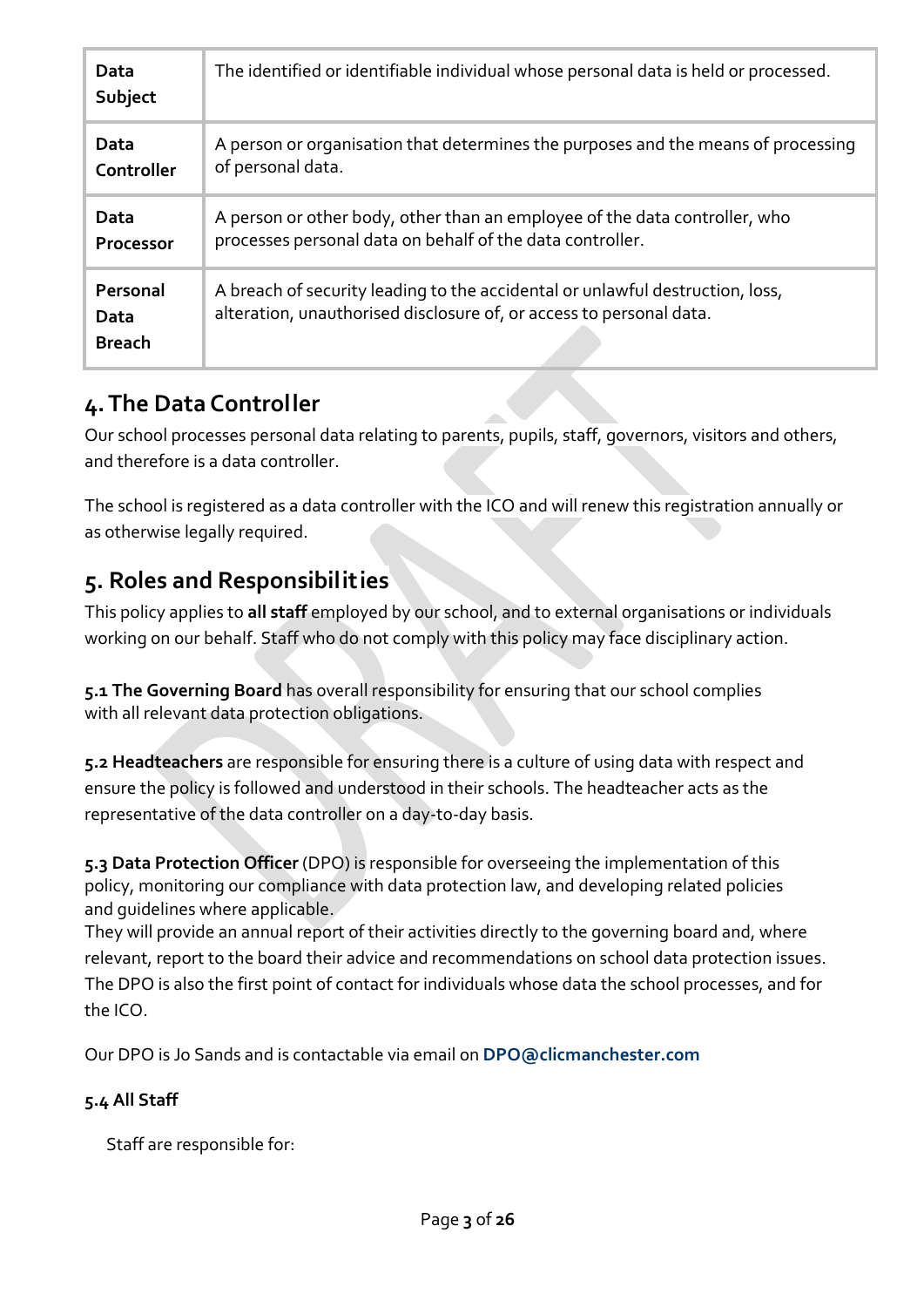| **Data Subject** | The identified or identifiable individual whose personal data is held or processed. |
|---|---|
| **Data Controller** | A person or organisation that determines the purposes and the means of processing of personal data. |
| **Data Processor** | A person or other body, other than an employee of the data controller, who processes personal data on behalf of the data controller. |
| **Personal Data Breach** | A breach of security leading to the accidental or unlawful destruction, loss, alteration, unauthorised disclosure of, or access to personal data. |

## 4. The Data Controller

Our school processes personal data relating to parents, pupils, staff, governors, visitors and others, and therefore is a data controller.

The school is registered as a data controller with the ICO and will renew this registration annually or as otherwise legally required.

## 5. Roles and Responsibilities

This policy applies to **all staff** employed by our school, and to external organisations or individuals working on our behalf. Staff who do not comply with this policy may face disciplinary action.

**5.1 The Governing Board** has overall responsibility for ensuring that our school complies with all relevant data protection obligations.

**5.2 Headteachers** are responsible for ensuring there is a culture of using data with respect and ensure the policy is followed and understood in their schools. The headteacher acts as the representative of the data controller on a day-to-day basis.

**5.3 Data Protection Officer** (DPO) is responsible for overseeing the implementation of this policy, monitoring our compliance with data protection law, and developing related policies and guidelines where applicable.
They will provide an annual report of their activities directly to the governing board and, where relevant, report to the board their advice and recommendations on school data protection issues. The DPO is also the first point of contact for individuals whose data the school processes, and for the ICO.

Our DPO is Jo Sands and is contactable via email on **DPO@clicmanchester.com**

### 5.4 All Staff

Staff are responsible for: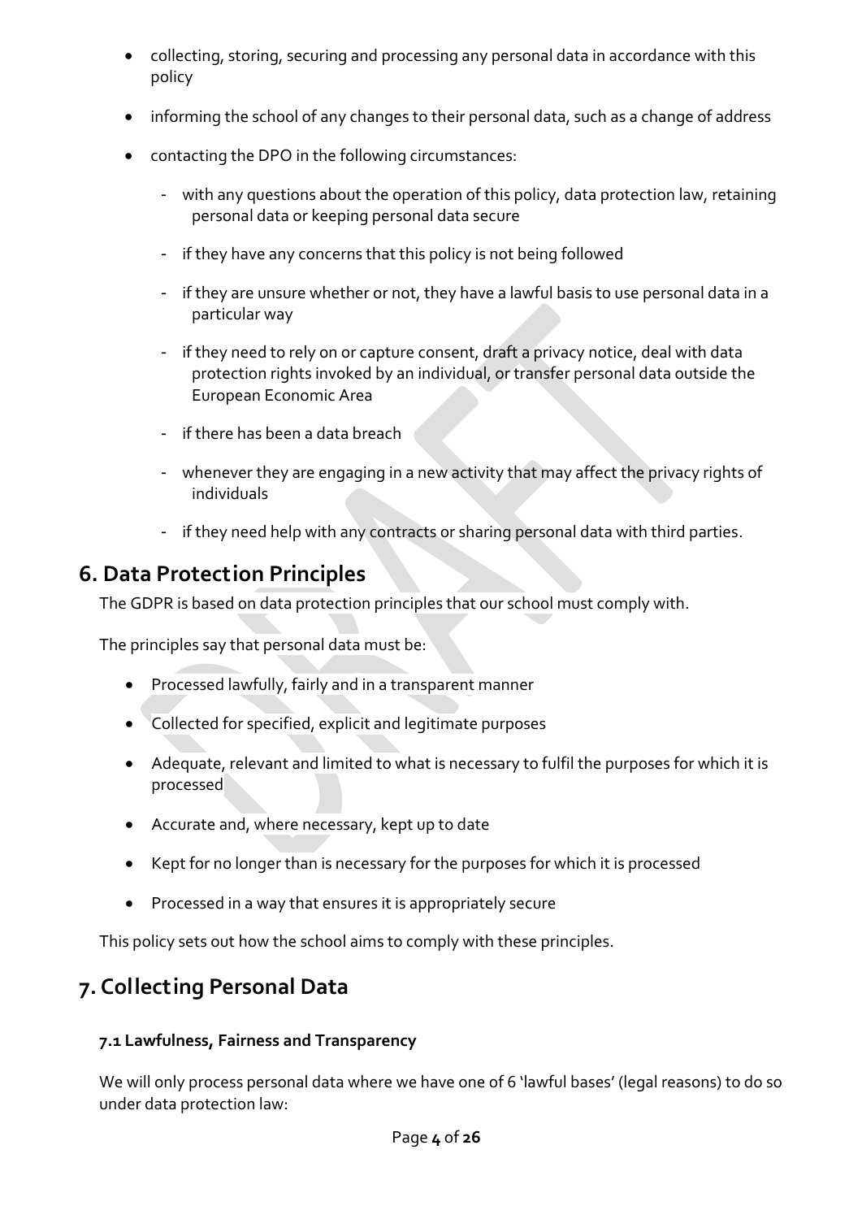- collecting, storing, securing and processing any personal data in accordance with this policy
- informing the school of any changes to their personal data, such as a change of address
- contacting the DPO in the following circumstances:
  - with any questions about the operation of this policy, data protection law, retaining personal data or keeping personal data secure
  - if they have any concerns that this policy is not being followed
  - if they are unsure whether or not, they have a lawful basis to use personal data in a particular way
  - if they need to rely on or capture consent, draft a privacy notice, deal with data protection rights invoked by an individual, or transfer personal data outside the European Economic Area
  - if there has been a data breach
  - whenever they are engaging in a new activity that may affect the privacy rights of individuals
  - if they need help with any contracts or sharing personal data with third parties.

## 6. Data Protection Principles

The GDPR is based on data protection principles that our school must comply with.

The principles say that personal data must be:

- Processed lawfully, fairly and in a transparent manner
- Collected for specified, explicit and legitimate purposes
- Adequate, relevant and limited to what is necessary to fulfil the purposes for which it is processed
- Accurate and, where necessary, kept up to date
- Kept for no longer than is necessary for the purposes for which it is processed
- Processed in a way that ensures it is appropriately secure

This policy sets out how the school aims to comply with these principles.

## 7. Collecting Personal Data

### 7.1 Lawfulness, Fairness and Transparency

We will only process personal data where we have one of 6 'lawful bases' (legal reasons) to do so under data protection law: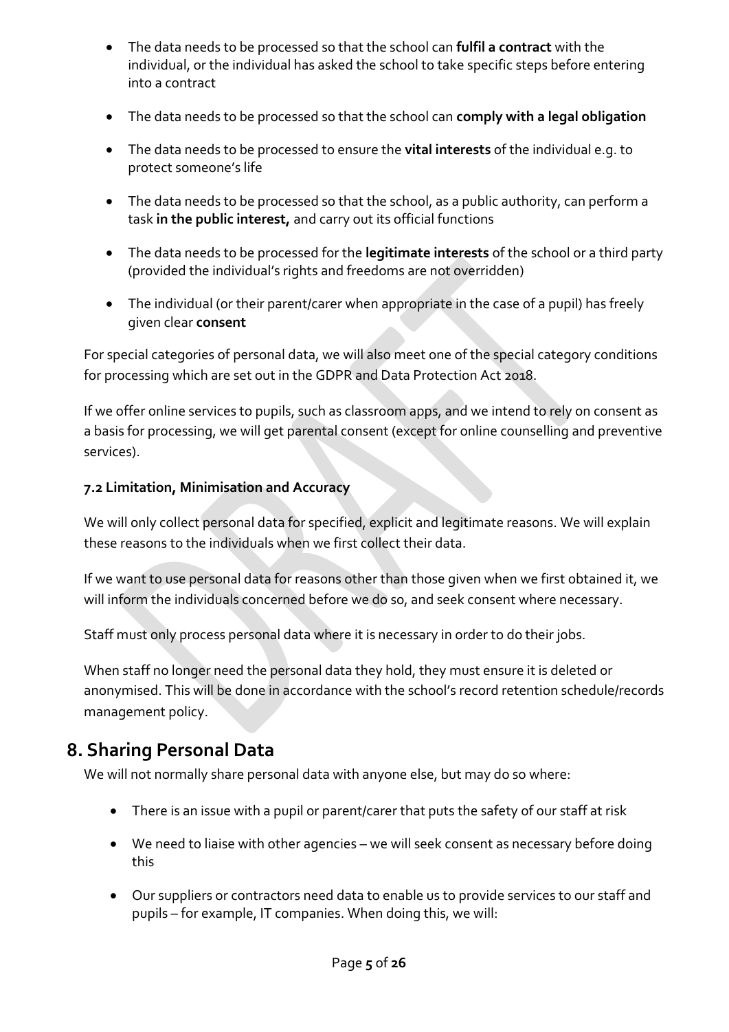- The data needs to be processed so that the school can **fulfil a contract** with the individual, or the individual has asked the school to take specific steps before entering into a contract

- The data needs to be processed so that the school can **comply with a legal obligation**

- The data needs to be processed to ensure the **vital interests** of the individual e.g. to protect someone's life

- The data needs to be processed so that the school, as a public authority, can perform a task **in the public interest,** and carry out its official functions

- The data needs to be processed for the **legitimate interests** of the school or a third party (provided the individual's rights and freedoms are not overridden)

- The individual (or their parent/carer when appropriate in the case of a pupil) has freely given clear **consent**

For special categories of personal data, we will also meet one of the special category conditions for processing which are set out in the GDPR and Data Protection Act 2018.

If we offer online services to pupils, such as classroom apps, and we intend to rely on consent as a basis for processing, we will get parental consent (except for online counselling and preventive services).

### 7.2 Limitation, Minimisation and Accuracy

We will only collect personal data for specified, explicit and legitimate reasons. We will explain these reasons to the individuals when we first collect their data.

If we want to use personal data for reasons other than those given when we first obtained it, we will inform the individuals concerned before we do so, and seek consent where necessary.

Staff must only process personal data where it is necessary in order to do their jobs.

When staff no longer need the personal data they hold, they must ensure it is deleted or anonymised. This will be done in accordance with the school's record retention schedule/records management policy.

## 8. Sharing Personal Data

We will not normally share personal data with anyone else, but may do so where:

- There is an issue with a pupil or parent/carer that puts the safety of our staff at risk

- We need to liaise with other agencies – we will seek consent as necessary before doing this

- Our suppliers or contractors need data to enable us to provide services to our staff and pupils – for example, IT companies. When doing this, we will: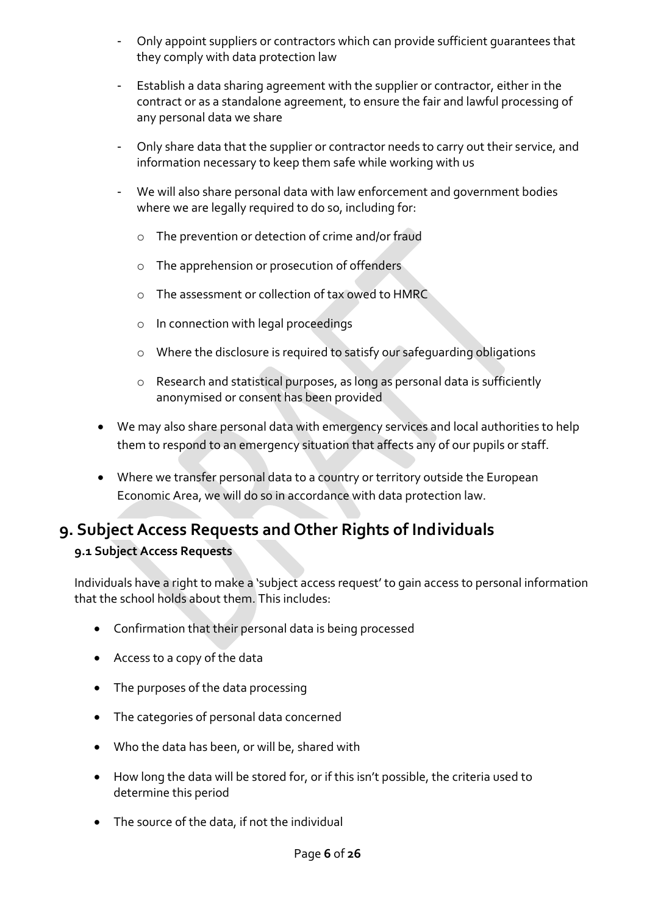- Only appoint suppliers or contractors which can provide sufficient guarantees that they comply with data protection law
- Establish a data sharing agreement with the supplier or contractor, either in the contract or as a standalone agreement, to ensure the fair and lawful processing of any personal data we share
- Only share data that the supplier or contractor needs to carry out their service, and information necessary to keep them safe while working with us
- We will also share personal data with law enforcement and government bodies where we are legally required to do so, including for:
  - The prevention or detection of crime and/or fraud
  - The apprehension or prosecution of offenders
  - The assessment or collection of tax owed to HMRC
  - In connection with legal proceedings
  - Where the disclosure is required to satisfy our safeguarding obligations
  - Research and statistical purposes, as long as personal data is sufficiently anonymised or consent has been provided

- We may also share personal data with emergency services and local authorities to help them to respond to an emergency situation that affects any of our pupils or staff.
- Where we transfer personal data to a country or territory outside the European Economic Area, we will do so in accordance with data protection law.

# 9. Subject Access Requests and Other Rights of Individuals

### 9.1 Subject Access Requests

Individuals have a right to make a 'subject access request' to gain access to personal information that the school holds about them. This includes:

- Confirmation that their personal data is being processed
- Access to a copy of the data
- The purposes of the data processing
- The categories of personal data concerned
- Who the data has been, or will be, shared with
- How long the data will be stored for, or if this isn't possible, the criteria used to determine this period
- The source of the data, if not the individual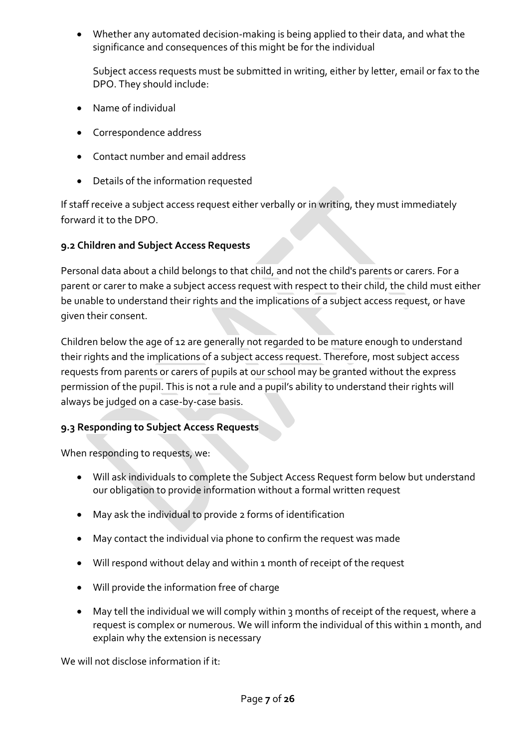- Whether any automated decision-making is being applied to their data, and what the significance and consequences of this might be for the individual

  Subject access requests must be submitted in writing, either by letter, email or fax to the DPO. They should include:

- Name of individual
- Correspondence address
- Contact number and email address
- Details of the information requested

If staff receive a subject access request either verbally or in writing, they must immediately forward it to the DPO.

### 9.2 Children and Subject Access Requests

Personal data about a child belongs to that child, and not the child's parents or carers. For a parent or carer to make a subject access request with respect to their child, the child must either be unable to understand their rights and the implications of a subject access request, or have given their consent.

Children below the age of 12 are generally not regarded to be mature enough to understand their rights and the implications of a subject access request. Therefore, most subject access requests from parents or carers of pupils at our school may be granted without the express permission of the pupil. This is not a rule and a pupil's ability to understand their rights will always be judged on a case-by-case basis.

### 9.3 Responding to Subject Access Requests

When responding to requests, we:

- Will ask individuals to complete the Subject Access Request form below but understand our obligation to provide information without a formal written request
- May ask the individual to provide 2 forms of identification
- May contact the individual via phone to confirm the request was made
- Will respond without delay and within 1 month of receipt of the request
- Will provide the information free of charge
- May tell the individual we will comply within 3 months of receipt of the request, where a request is complex or numerous. We will inform the individual of this within 1 month, and explain why the extension is necessary

We will not disclose information if it: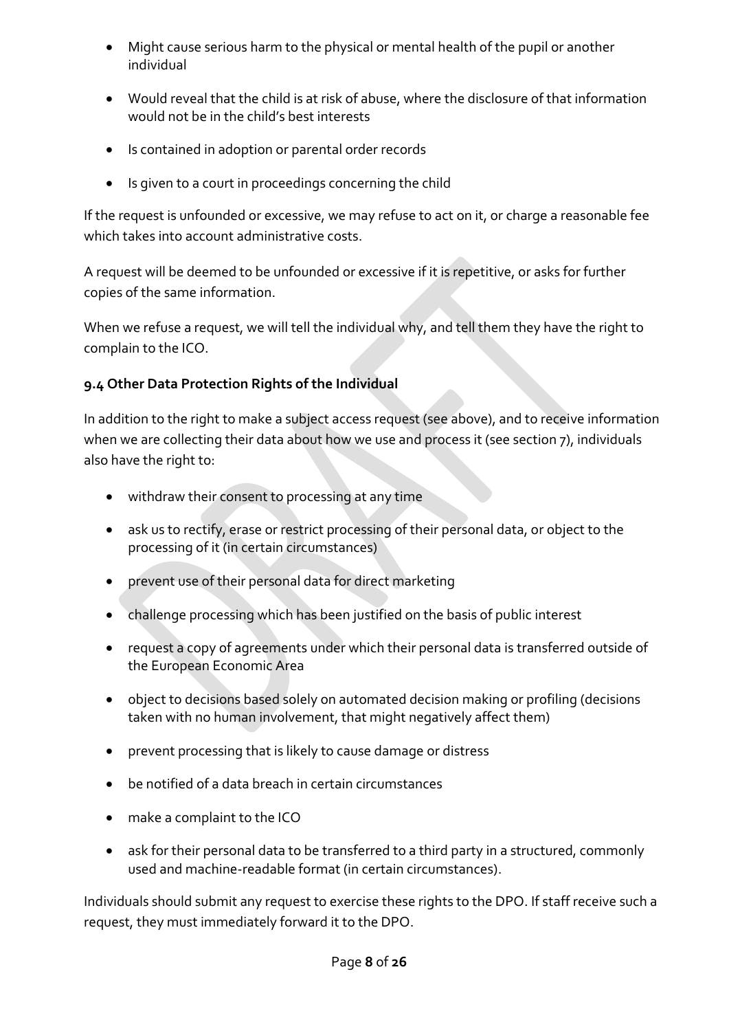- Might cause serious harm to the physical or mental health of the pupil or another individual
- Would reveal that the child is at risk of abuse, where the disclosure of that information would not be in the child's best interests
- Is contained in adoption or parental order records
- Is given to a court in proceedings concerning the child

If the request is unfounded or excessive, we may refuse to act on it, or charge a reasonable fee which takes into account administrative costs.

A request will be deemed to be unfounded or excessive if it is repetitive, or asks for further copies of the same information.

When we refuse a request, we will tell the individual why, and tell them they have the right to complain to the ICO.

### 9.4 Other Data Protection Rights of the Individual

In addition to the right to make a subject access request (see above), and to receive information when we are collecting their data about how we use and process it (see section 7), individuals also have the right to:

- withdraw their consent to processing at any time
- ask us to rectify, erase or restrict processing of their personal data, or object to the processing of it (in certain circumstances)
- prevent use of their personal data for direct marketing
- challenge processing which has been justified on the basis of public interest
- request a copy of agreements under which their personal data is transferred outside of the European Economic Area
- object to decisions based solely on automated decision making or profiling (decisions taken with no human involvement, that might negatively affect them)
- prevent processing that is likely to cause damage or distress
- be notified of a data breach in certain circumstances
- make a complaint to the ICO
- ask for their personal data to be transferred to a third party in a structured, commonly used and machine-readable format (in certain circumstances).

Individuals should submit any request to exercise these rights to the DPO. If staff receive such a request, they must immediately forward it to the DPO.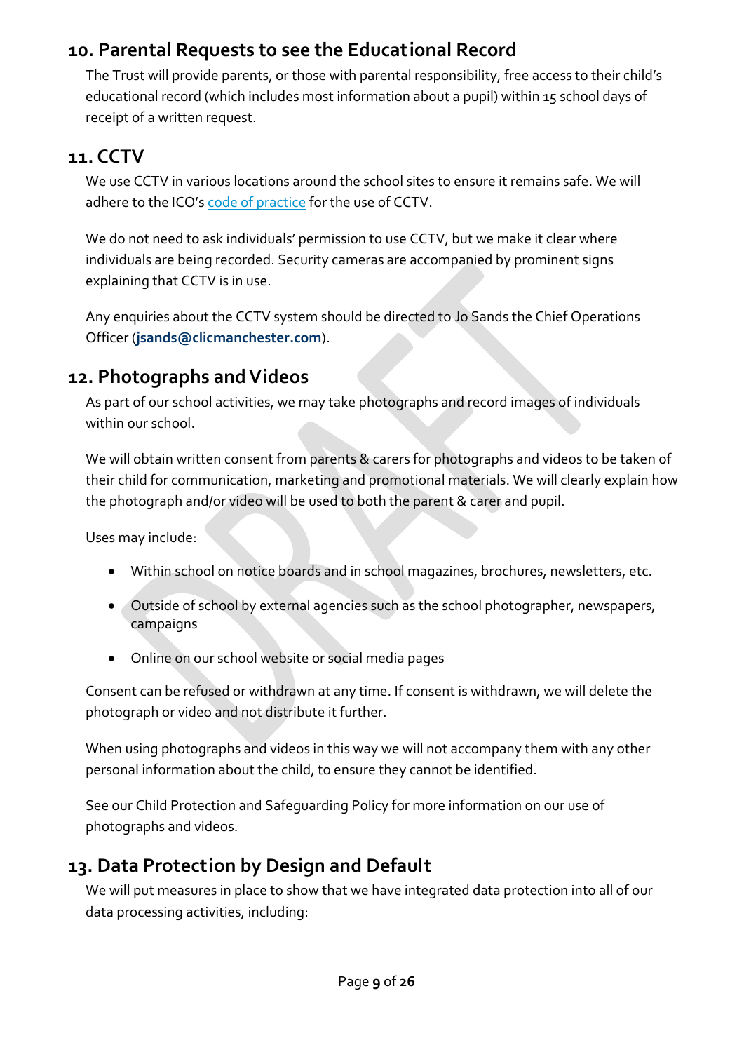## 10. Parental Requests to see the Educational Record

The Trust will provide parents, or those with parental responsibility, free access to their child's educational record (which includes most information about a pupil) within 15 school days of receipt of a written request.

## 11. CCTV

We use CCTV in various locations around the school sites to ensure it remains safe. We will adhere to the ICO's code of practice for the use of CCTV.

We do not need to ask individuals' permission to use CCTV, but we make it clear where individuals are being recorded. Security cameras are accompanied by prominent signs explaining that CCTV is in use.

Any enquiries about the CCTV system should be directed to Jo Sands the Chief Operations Officer (**jsands@clicmanchester.com**).

## 12. Photographs and Videos

As part of our school activities, we may take photographs and record images of individuals within our school.

We will obtain written consent from parents & carers for photographs and videos to be taken of their child for communication, marketing and promotional materials. We will clearly explain how the photograph and/or video will be used to both the parent & carer and pupil.

Uses may include:

- Within school on notice boards and in school magazines, brochures, newsletters, etc.
- Outside of school by external agencies such as the school photographer, newspapers, campaigns
- Online on our school website or social media pages

Consent can be refused or withdrawn at any time. If consent is withdrawn, we will delete the photograph or video and not distribute it further.

When using photographs and videos in this way we will not accompany them with any other personal information about the child, to ensure they cannot be identified.

See our Child Protection and Safeguarding Policy for more information on our use of photographs and videos.

## 13. Data Protection by Design and Default

We will put measures in place to show that we have integrated data protection into all of our data processing activities, including: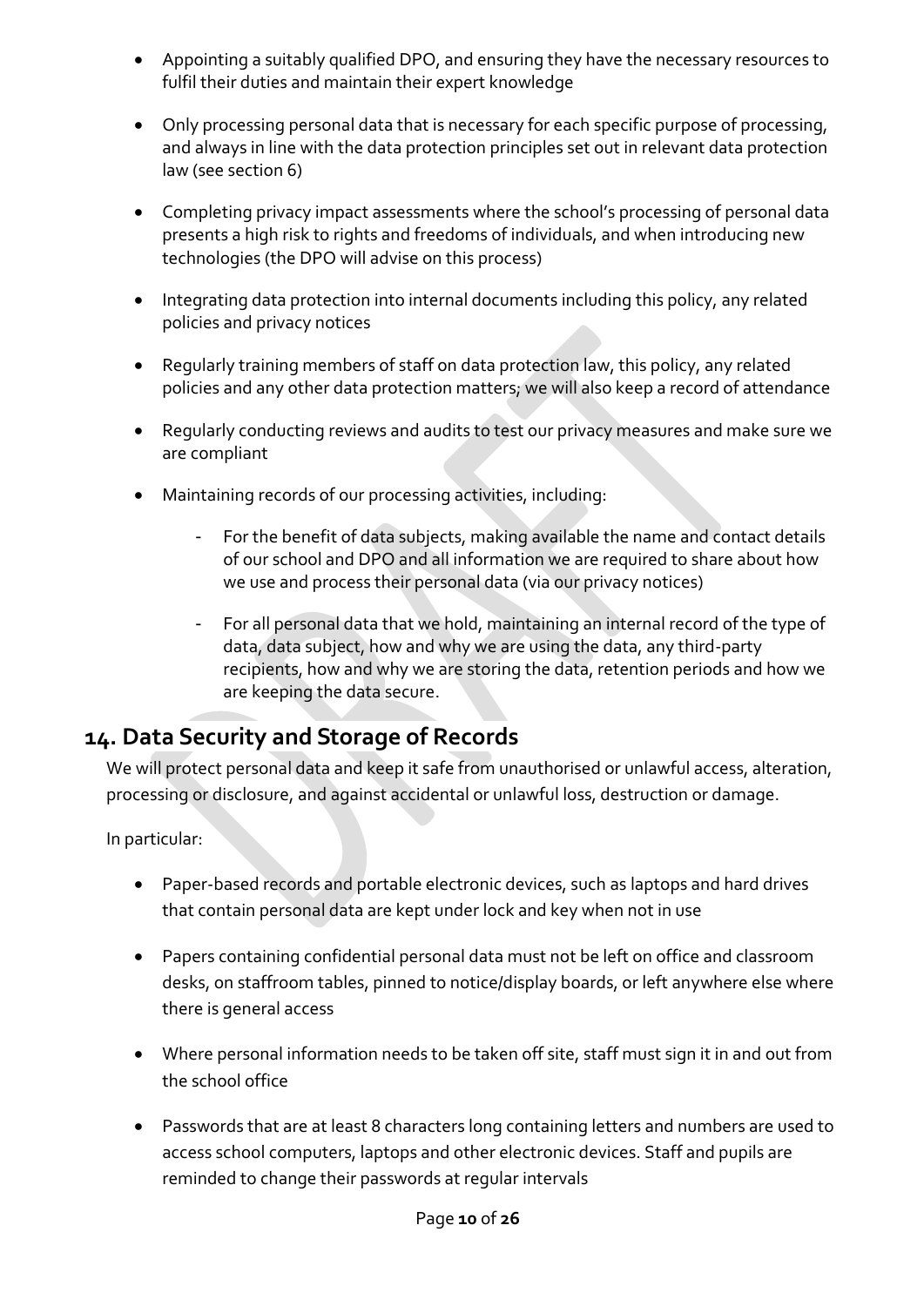- Appointing a suitably qualified DPO, and ensuring they have the necessary resources to fulfil their duties and maintain their expert knowledge
- Only processing personal data that is necessary for each specific purpose of processing, and always in line with the data protection principles set out in relevant data protection law (see section 6)
- Completing privacy impact assessments where the school's processing of personal data presents a high risk to rights and freedoms of individuals, and when introducing new technologies (the DPO will advise on this process)
- Integrating data protection into internal documents including this policy, any related policies and privacy notices
- Regularly training members of staff on data protection law, this policy, any related policies and any other data protection matters; we will also keep a record of attendance
- Regularly conducting reviews and audits to test our privacy measures and make sure we are compliant
- Maintaining records of our processing activities, including:
  - For the benefit of data subjects, making available the name and contact details of our school and DPO and all information we are required to share about how we use and process their personal data (via our privacy notices)
  - For all personal data that we hold, maintaining an internal record of the type of data, data subject, how and why we are using the data, any third-party recipients, how and why we are storing the data, retention periods and how we are keeping the data secure.

## 14. Data Security and Storage of Records

We will protect personal data and keep it safe from unauthorised or unlawful access, alteration, processing or disclosure, and against accidental or unlawful loss, destruction or damage.

In particular:

- Paper-based records and portable electronic devices, such as laptops and hard drives that contain personal data are kept under lock and key when not in use
- Papers containing confidential personal data must not be left on office and classroom desks, on staffroom tables, pinned to notice/display boards, or left anywhere else where there is general access
- Where personal information needs to be taken off site, staff must sign it in and out from the school office
- Passwords that are at least 8 characters long containing letters and numbers are used to access school computers, laptops and other electronic devices. Staff and pupils are reminded to change their passwords at regular intervals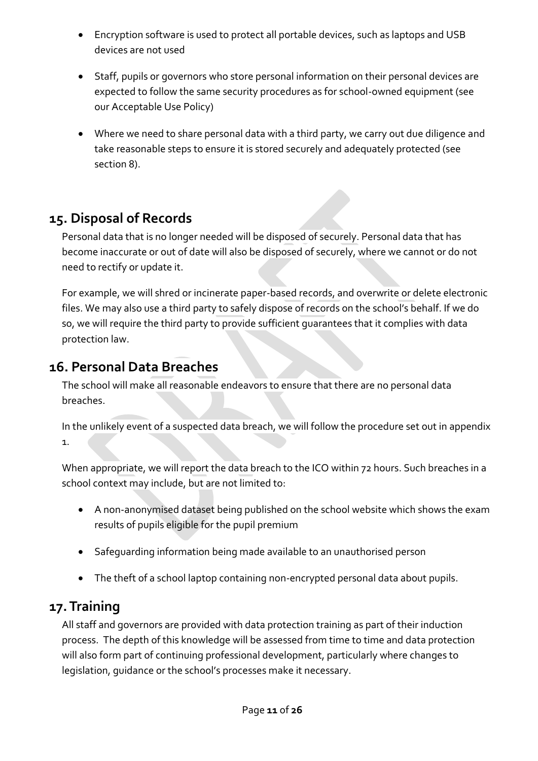- Encryption software is used to protect all portable devices, such as laptops and USB devices are not used
- Staff, pupils or governors who store personal information on their personal devices are expected to follow the same security procedures as for school-owned equipment (see our Acceptable Use Policy)
- Where we need to share personal data with a third party, we carry out due diligence and take reasonable steps to ensure it is stored securely and adequately protected (see section 8).

## 15. Disposal of Records

Personal data that is no longer needed will be disposed of securely. Personal data that has become inaccurate or out of date will also be disposed of securely, where we cannot or do not need to rectify or update it.

For example, we will shred or incinerate paper-based records, and overwrite or delete electronic files. We may also use a third party to safely dispose of records on the school's behalf. If we do so, we will require the third party to provide sufficient guarantees that it complies with data protection law.

## 16. Personal Data Breaches

The school will make all reasonable endeavors to ensure that there are no personal data breaches.

In the unlikely event of a suspected data breach, we will follow the procedure set out in appendix 1.

When appropriate, we will report the data breach to the ICO within 72 hours. Such breaches in a school context may include, but are not limited to:

- A non-anonymised dataset being published on the school website which shows the exam results of pupils eligible for the pupil premium
- Safeguarding information being made available to an unauthorised person
- The theft of a school laptop containing non-encrypted personal data about pupils.

## 17. Training

All staff and governors are provided with data protection training as part of their induction process. The depth of this knowledge will be assessed from time to time and data protection will also form part of continuing professional development, particularly where changes to legislation, guidance or the school's processes make it necessary.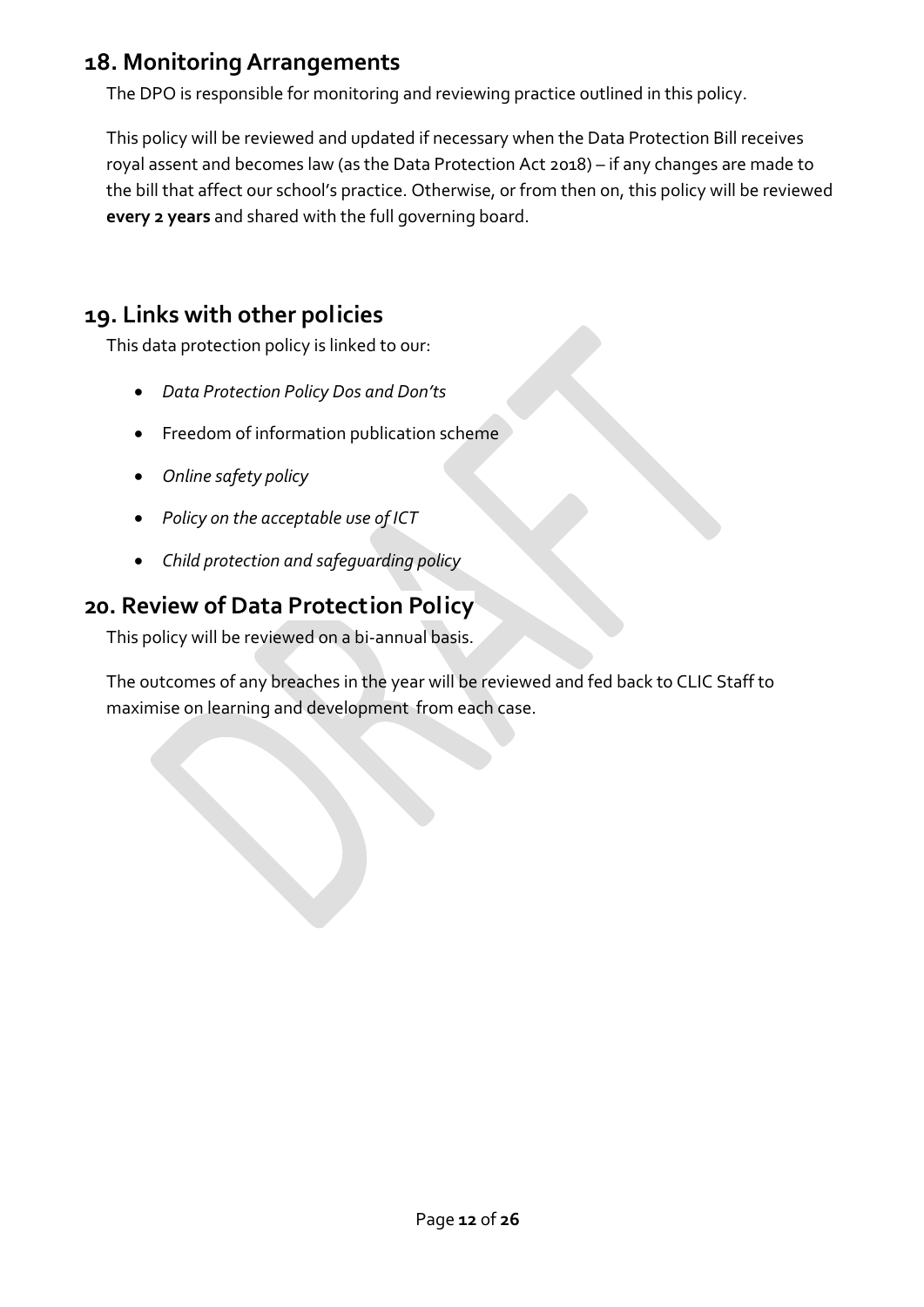## 18. Monitoring Arrangements

The DPO is responsible for monitoring and reviewing practice outlined in this policy.

This policy will be reviewed and updated if necessary when the Data Protection Bill receives royal assent and becomes law (as the Data Protection Act 2018) – if any changes are made to the bill that affect our school's practice. Otherwise, or from then on, this policy will be reviewed **every 2 years** and shared with the full governing board.

## 19. Links with other policies

This data protection policy is linked to our:

- *Data Protection Policy Dos and Don'ts*
- Freedom of information publication scheme
- *Online safety policy*
- *Policy on the acceptable use of ICT*
- *Child protection and safeguarding policy*

## 20. Review of Data Protection Policy

This policy will be reviewed on a bi-annual basis.

The outcomes of any breaches in the year will be reviewed and fed back to CLIC Staff to maximise on learning and development from each case.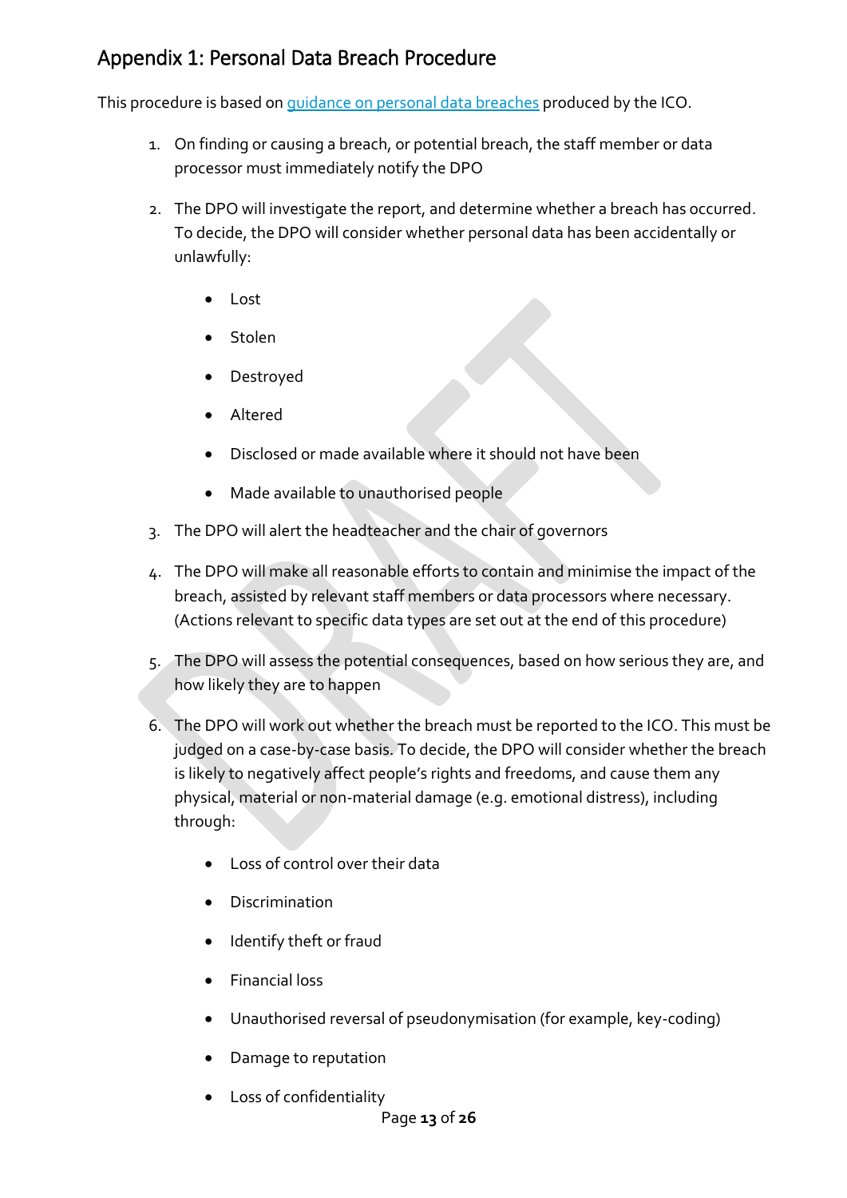## Appendix 1: Personal Data Breach Procedure

This procedure is based on guidance on personal data breaches produced by the ICO.

1. On finding or causing a breach, or potential breach, the staff member or data processor must immediately notify the DPO

2. The DPO will investigate the report, and determine whether a breach has occurred. To decide, the DPO will consider whether personal data has been accidentally or unlawfully:

    - Lost
    - Stolen
    - Destroyed
    - Altered
    - Disclosed or made available where it should not have been
    - Made available to unauthorised people

3. The DPO will alert the headteacher and the chair of governors

4. The DPO will make all reasonable efforts to contain and minimise the impact of the breach, assisted by relevant staff members or data processors where necessary. (Actions relevant to specific data types are set out at the end of this procedure)

5. The DPO will assess the potential consequences, based on how serious they are, and how likely they are to happen

6. The DPO will work out whether the breach must be reported to the ICO. This must be judged on a case-by-case basis. To decide, the DPO will consider whether the breach is likely to negatively affect people's rights and freedoms, and cause them any physical, material or non-material damage (e.g. emotional distress), including through:

    - Loss of control over their data
    - Discrimination
    - Identify theft or fraud
    - Financial loss
    - Unauthorised reversal of pseudonymisation (for example, key-coding)
    - Damage to reputation
    - Loss of confidentiality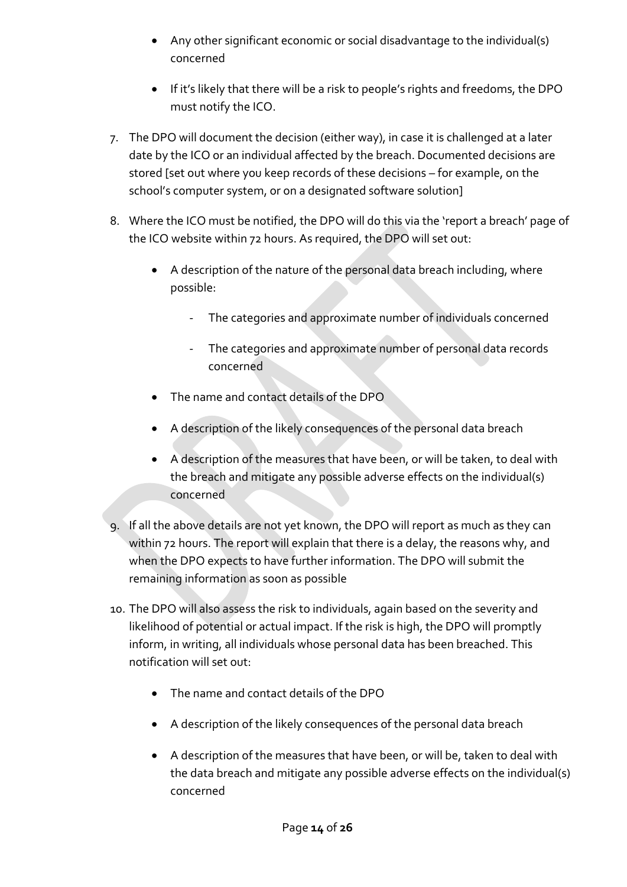- Any other significant economic or social disadvantage to the individual(s) concerned
- If it's likely that there will be a risk to people's rights and freedoms, the DPO must notify the ICO.

7. The DPO will document the decision (either way), in case it is challenged at a later date by the ICO or an individual affected by the breach. Documented decisions are stored [set out where you keep records of these decisions – for example, on the school's computer system, or on a designated software solution]

8. Where the ICO must be notified, the DPO will do this via the 'report a breach' page of the ICO website within 72 hours. As required, the DPO will set out:
   - A description of the nature of the personal data breach including, where possible:
     - The categories and approximate number of individuals concerned
     - The categories and approximate number of personal data records concerned
   - The name and contact details of the DPO
   - A description of the likely consequences of the personal data breach
   - A description of the measures that have been, or will be taken, to deal with the breach and mitigate any possible adverse effects on the individual(s) concerned

9. If all the above details are not yet known, the DPO will report as much as they can within 72 hours. The report will explain that there is a delay, the reasons why, and when the DPO expects to have further information. The DPO will submit the remaining information as soon as possible

10. The DPO will also assess the risk to individuals, again based on the severity and likelihood of potential or actual impact. If the risk is high, the DPO will promptly inform, in writing, all individuals whose personal data has been breached. This notification will set out:
    - The name and contact details of the DPO
    - A description of the likely consequences of the personal data breach
    - A description of the measures that have been, or will be, taken to deal with the data breach and mitigate any possible adverse effects on the individual(s) concerned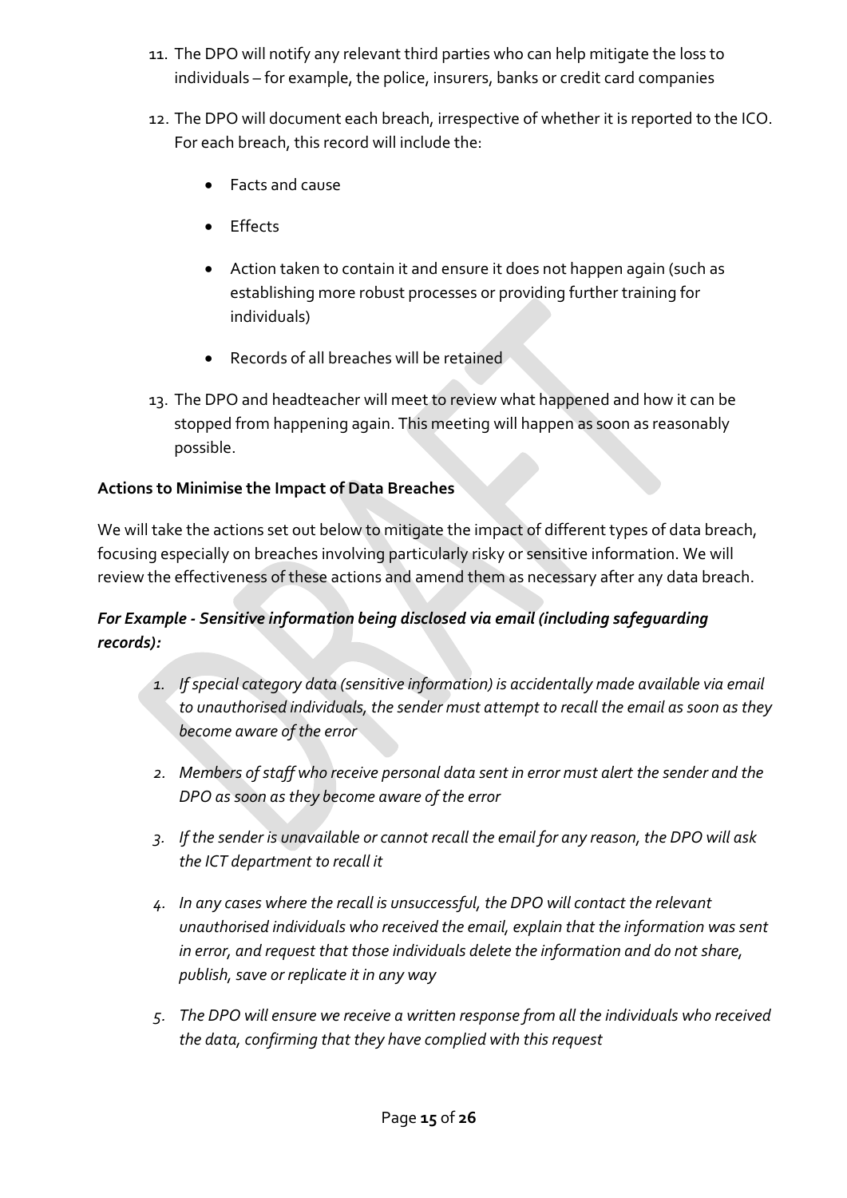11. The DPO will notify any relevant third parties who can help mitigate the loss to individuals – for example, the police, insurers, banks or credit card companies

12. The DPO will document each breach, irrespective of whether it is reported to the ICO. For each breach, this record will include the:

    - Facts and cause
    - Effects
    - Action taken to contain it and ensure it does not happen again (such as establishing more robust processes or providing further training for individuals)
    - Records of all breaches will be retained

13. The DPO and headteacher will meet to review what happened and how it can be stopped from happening again. This meeting will happen as soon as reasonably possible.

**Actions to Minimise the Impact of Data Breaches**

We will take the actions set out below to mitigate the impact of different types of data breach, focusing especially on breaches involving particularly risky or sensitive information. We will review the effectiveness of these actions and amend them as necessary after any data breach.

***For Example - Sensitive information being disclosed via email (including safeguarding records):***

1. *If special category data (sensitive information) is accidentally made available via email to unauthorised individuals, the sender must attempt to recall the email as soon as they become aware of the error*

2. *Members of staff who receive personal data sent in error must alert the sender and the DPO as soon as they become aware of the error*

3. *If the sender is unavailable or cannot recall the email for any reason, the DPO will ask the ICT department to recall it*

4. *In any cases where the recall is unsuccessful, the DPO will contact the relevant unauthorised individuals who received the email, explain that the information was sent in error, and request that those individuals delete the information and do not share, publish, save or replicate it in any way*

5. *The DPO will ensure we receive a written response from all the individuals who received the data, confirming that they have complied with this request*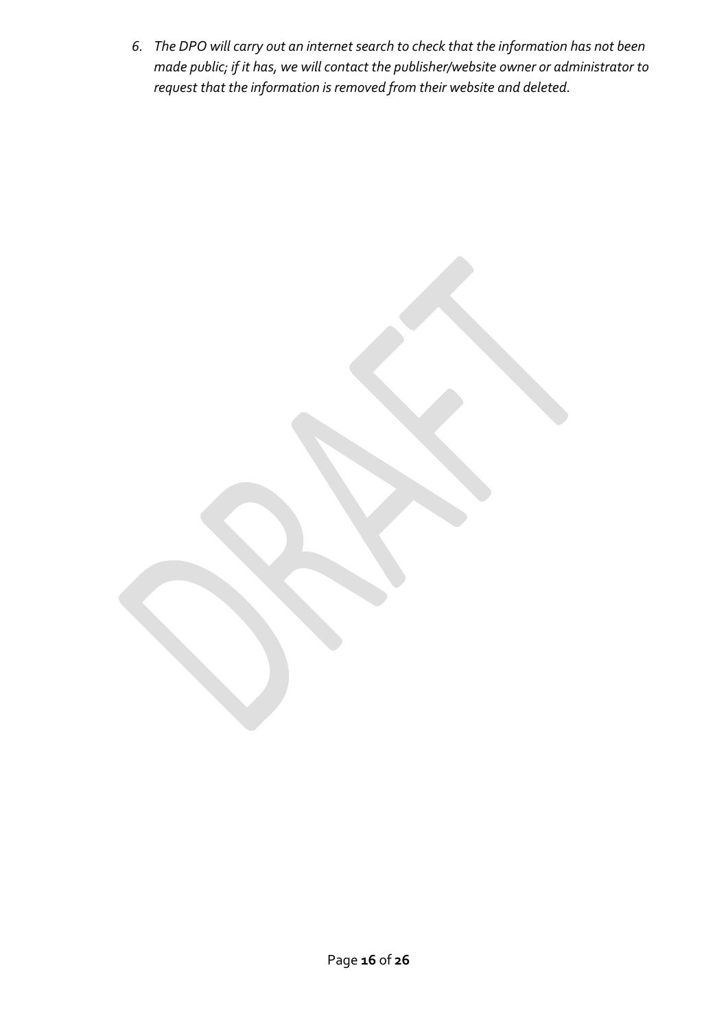6. *The DPO will carry out an internet search to check that the information has not been made public; if it has, we will contact the publisher/website owner or administrator to request that the information is removed from their website and deleted.*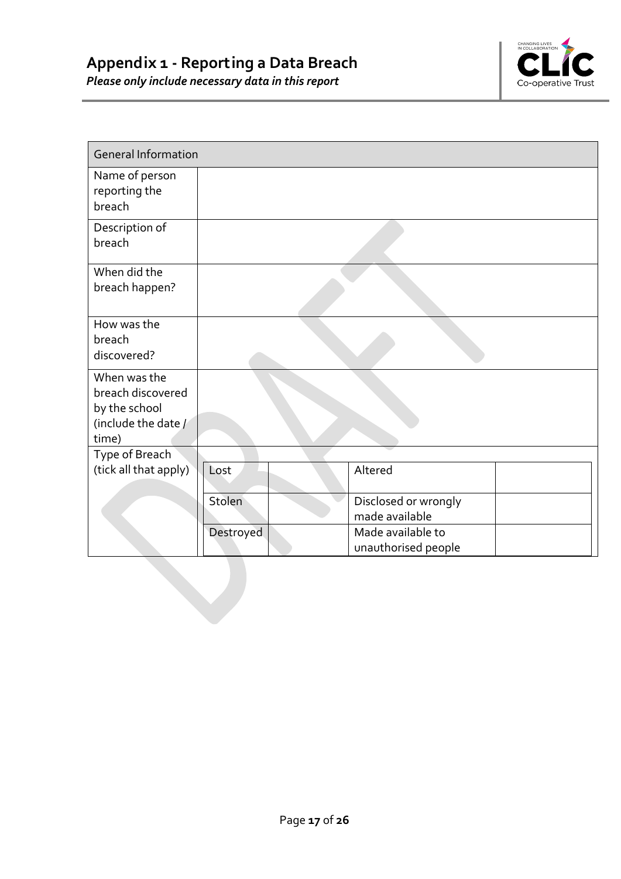# Appendix 1 - Reporting a Data Breach

***Please only include necessary data in this report***

| General Information | | | | |
|---|---|---|---|---|
| Name of person reporting the breach | | | | |
| Description of breach | | | | |
| When did the breach happen? | | | | |
| How was the breach discovered? | | | | |
| When was the breach discovered by the school (include the date / time) | | | | |
| Type of Breach (tick all that apply) | Lost | | Altered | |
| | Stolen | | Disclosed or wrongly made available | |
| | Destroyed | | Made available to unauthorised people | |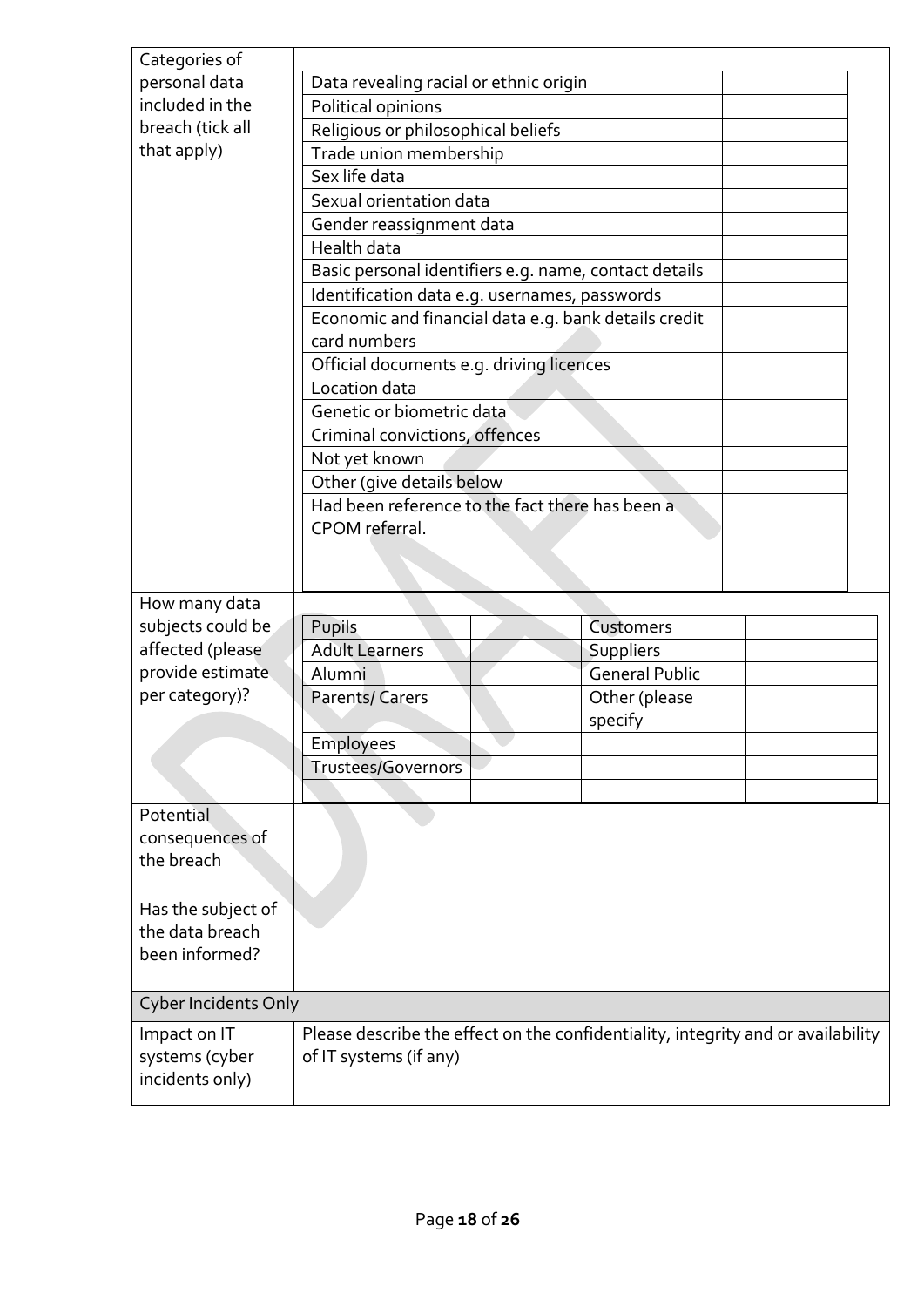| | |
|---|---|
| Categories of personal data included in the breach (tick all that apply) | |

| | |
|---|---|
| Data revealing racial or ethnic origin | |
| Political opinions | |
| Religious or philosophical beliefs | |
| Trade union membership | |
| Sex life data | |
| Sexual orientation data | |
| Gender reassignment data | |
| Health data | |
| Basic personal identifiers e.g. name, contact details | |
| Identification data e.g. usernames, passwords | |
| Economic and financial data e.g. bank details credit card numbers | |
| Official documents e.g. driving licences | |
| Location data | |
| Genetic or biometric data | |
| Criminal convictions, offences | |
| Not yet known | |
| Other (give details below | |
| Had been reference to the fact there has been a CPOM referral. | |

How many data subjects could be affected (please provide estimate per category)?

| | | | |
|---|---|---|---|
| Pupils | | Customers | |
| Adult Learners | | Suppliers | |
| Alumni | | General Public | |
| Parents/ Carers | | Other (please specify | |
| Employees | | | |
| Trustees/Governors | | | |
| | | | |

| | |
|---|---|
| Potential consequences of the breach | |
| Has the subject of the data breach been informed? | |
| **Cyber Incidents Only** | |
| Impact on IT systems (cyber incidents only) | Please describe the effect on the confidentiality, integrity and or availability of IT systems (if any) |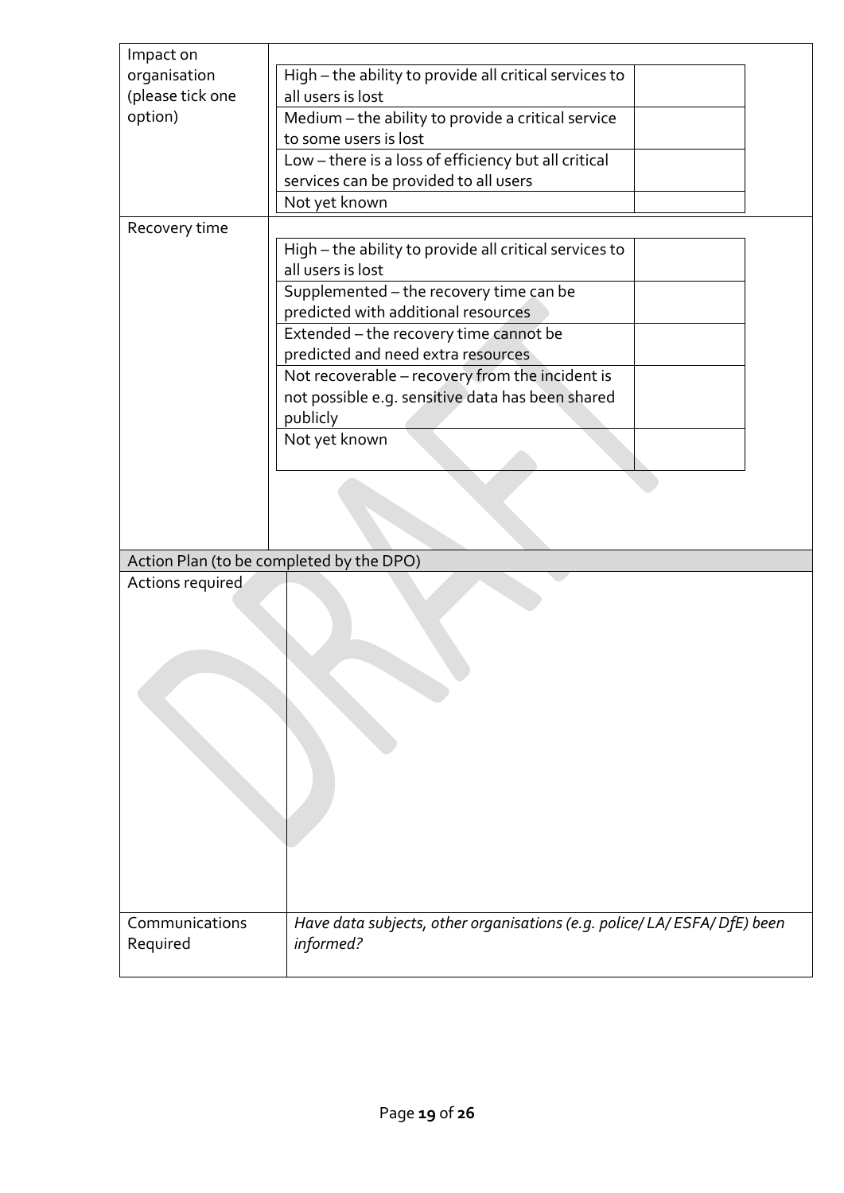| Impact on organisation (please tick one option) | | |
|---|---|---|
| | High – the ability to provide all critical services to all users is lost | |
| | Medium – the ability to provide a critical service to some users is lost | |
| | Low – there is a loss of efficiency but all critical services can be provided to all users | |
| | Not yet known | |
| Recovery time | | |
| | High – the ability to provide all critical services to all users is lost | |
| | Supplemented – the recovery time can be predicted with additional resources | |
| | Extended – the recovery time cannot be predicted and need extra resources | |
| | Not recoverable – recovery from the incident is not possible e.g. sensitive data has been shared publicly | |
| | Not yet known | |

| Action Plan (to be completed by the DPO) | |
|---|---|
| Actions required | |
| Communications Required | *Have data subjects, other organisations (e.g. police/ LA/ ESFA/ DfE) been informed?* |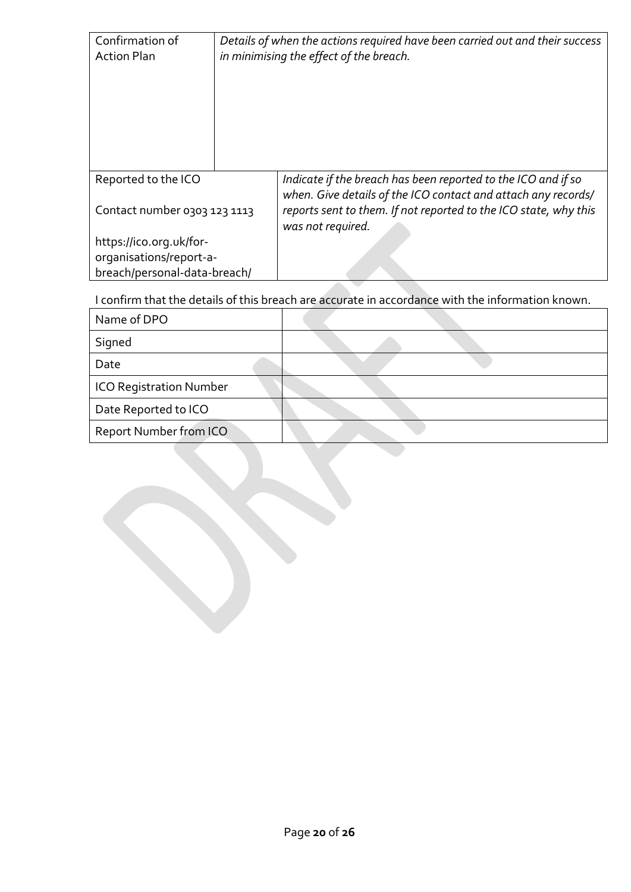| Confirmation of Action Plan | *Details of when the actions required have been carried out and their success in minimising the effect of the breach.* |
|---|---|
| Reported to the ICO<br><br>Contact number 0303 123 1113<br><br>https://ico.org.uk/for-organisations/report-a-breach/personal-data-breach/ | *Indicate if the breach has been reported to the ICO and if so when. Give details of the ICO contact and attach any records/ reports sent to them. If not reported to the ICO state, why this was not required.* |

I confirm that the details of this breach are accurate in accordance with the information known.

| Name of DPO | |
|---|---|
| Signed | |
| Date | |
| ICO Registration Number | |
| Date Reported to ICO | |
| Report Number from ICO | |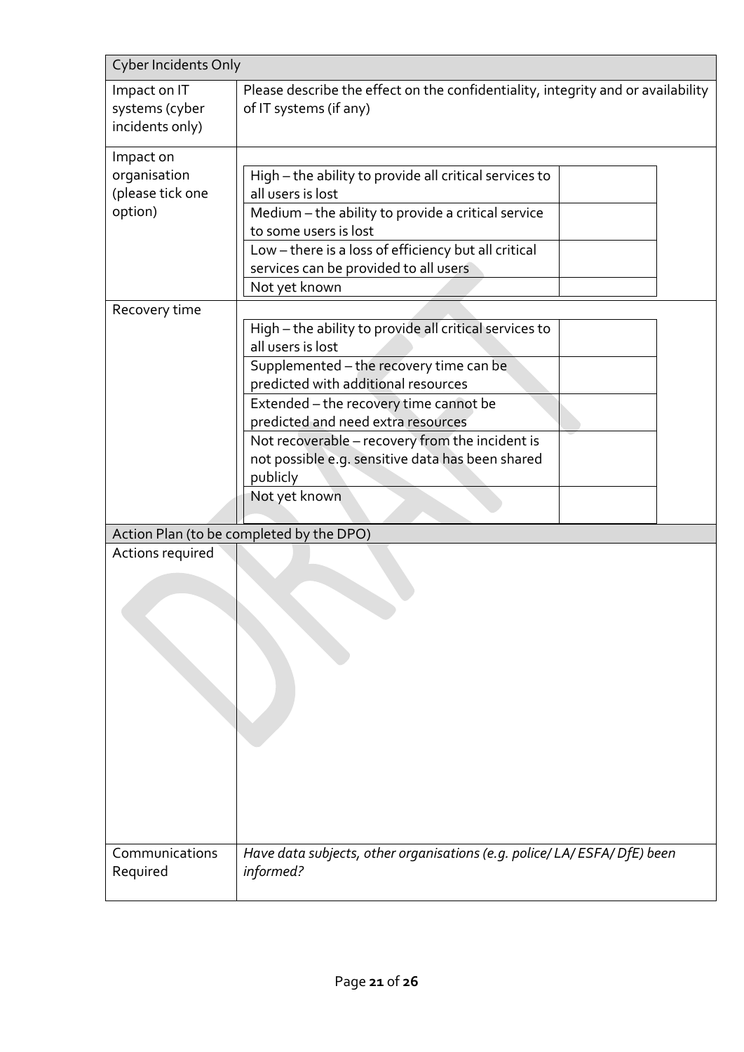| Cyber Incidents Only | |
|---|---|
| Impact on IT systems (cyber incidents only) | Please describe the effect on the confidentiality, integrity and or availability of IT systems (if any) |
| Impact on organisation (please tick one option) | High – the ability to provide all critical services to all users is lost ☐<br>Medium – the ability to provide a critical service to some users is lost ☐<br>Low – there is a loss of efficiency but all critical services can be provided to all users ☐<br>Not yet known ☐ |
| Recovery time | High – the ability to provide all critical services to all users is lost ☐<br>Supplemented – the recovery time can be predicted with additional resources ☐<br>Extended – the recovery time cannot be predicted and need extra resources ☐<br>Not recoverable – recovery from the incident is not possible e.g. sensitive data has been shared publicly ☐<br>Not yet known ☐ |
| **Action Plan (to be completed by the DPO)** | |
| Actions required | |
| Communications Required | *Have data subjects, other organisations (e.g. police/ LA/ ESFA/ DfE) been informed?* |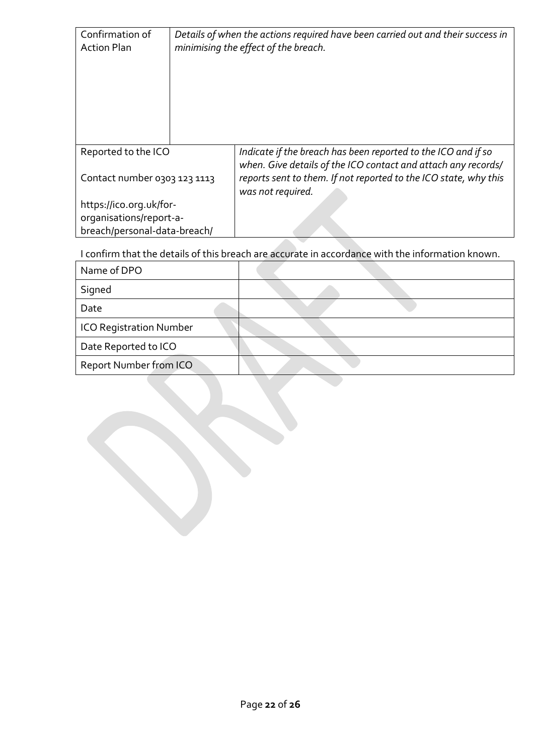| Confirmation of Action Plan | *Details of when the actions required have been carried out and their success in minimising the effect of the breach.* |
|---|---|
| Reported to the ICO<br><br>Contact number 0303 123 1113<br><br>https://ico.org.uk/for-organisations/report-a-breach/personal-data-breach/ | *Indicate if the breach has been reported to the ICO and if so when. Give details of the ICO contact and attach any records/ reports sent to them. If not reported to the ICO state, why this was not required.* |

I confirm that the details of this breach are accurate in accordance with the information known.

| Name of DPO | |
|---|---|
| Signed | |
| Date | |
| ICO Registration Number | |
| Date Reported to ICO | |
| Report Number from ICO | |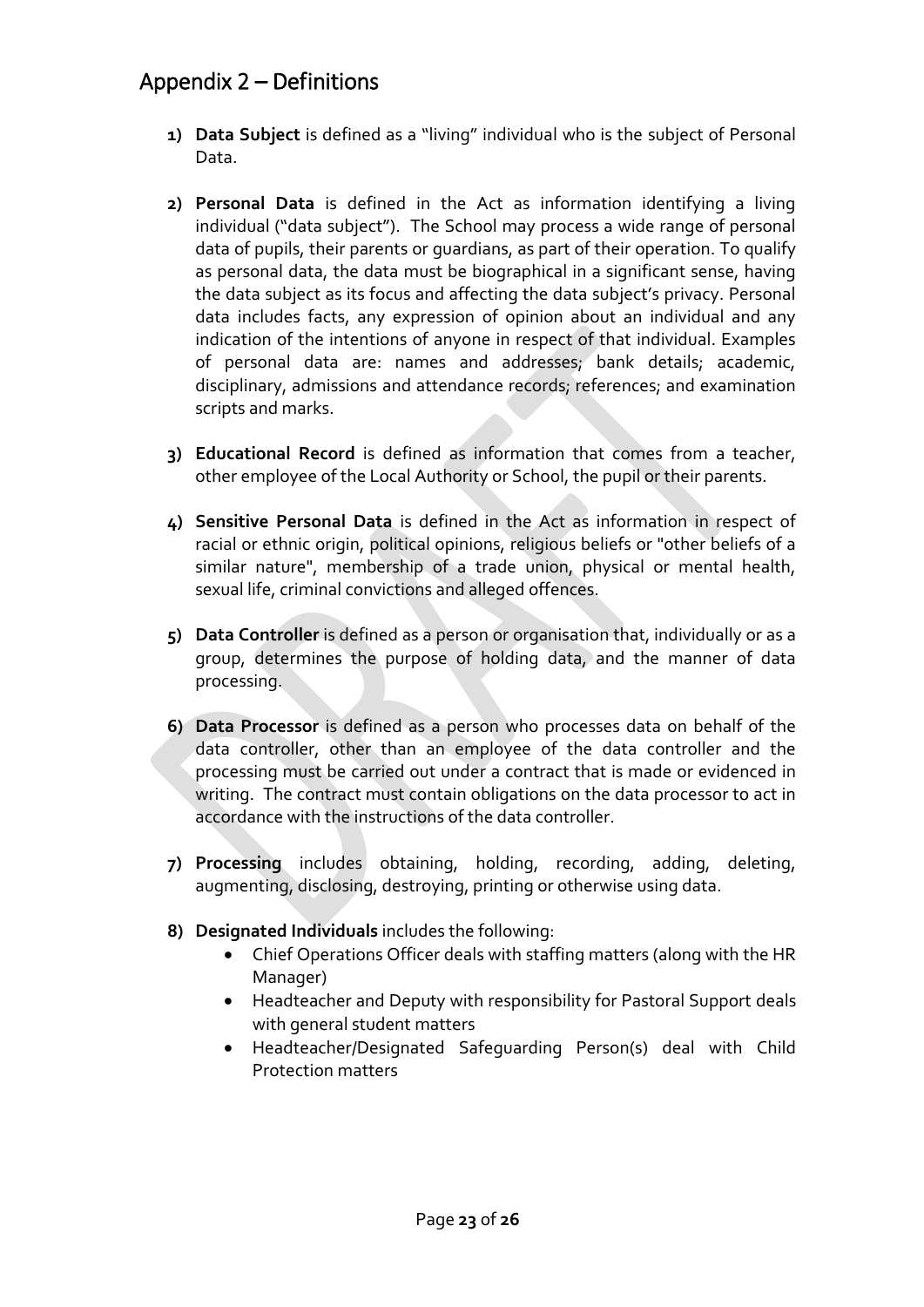## Appendix 2 – Definitions

1) **Data Subject** is defined as a "living" individual who is the subject of Personal Data.

2) **Personal Data** is defined in the Act as information identifying a living individual ("data subject"). The School may process a wide range of personal data of pupils, their parents or guardians, as part of their operation. To qualify as personal data, the data must be biographical in a significant sense, having the data subject as its focus and affecting the data subject's privacy. Personal data includes facts, any expression of opinion about an individual and any indication of the intentions of anyone in respect of that individual. Examples of personal data are: names and addresses; bank details; academic, disciplinary, admissions and attendance records; references; and examination scripts and marks.

3) **Educational Record** is defined as information that comes from a teacher, other employee of the Local Authority or School, the pupil or their parents.

4) **Sensitive Personal Data** is defined in the Act as information in respect of racial or ethnic origin, political opinions, religious beliefs or "other beliefs of a similar nature", membership of a trade union, physical or mental health, sexual life, criminal convictions and alleged offences.

5) **Data Controller** is defined as a person or organisation that, individually or as a group, determines the purpose of holding data, and the manner of data processing.

6) **Data Processor** is defined as a person who processes data on behalf of the data controller, other than an employee of the data controller and the processing must be carried out under a contract that is made or evidenced in writing. The contract must contain obligations on the data processor to act in accordance with the instructions of the data controller.

7) **Processing** includes obtaining, holding, recording, adding, deleting, augmenting, disclosing, destroying, printing or otherwise using data.

8) **Designated Individuals** includes the following:
   - Chief Operations Officer deals with staffing matters (along with the HR Manager)
   - Headteacher and Deputy with responsibility for Pastoral Support deals with general student matters
   - Headteacher/Designated Safeguarding Person(s) deal with Child Protection matters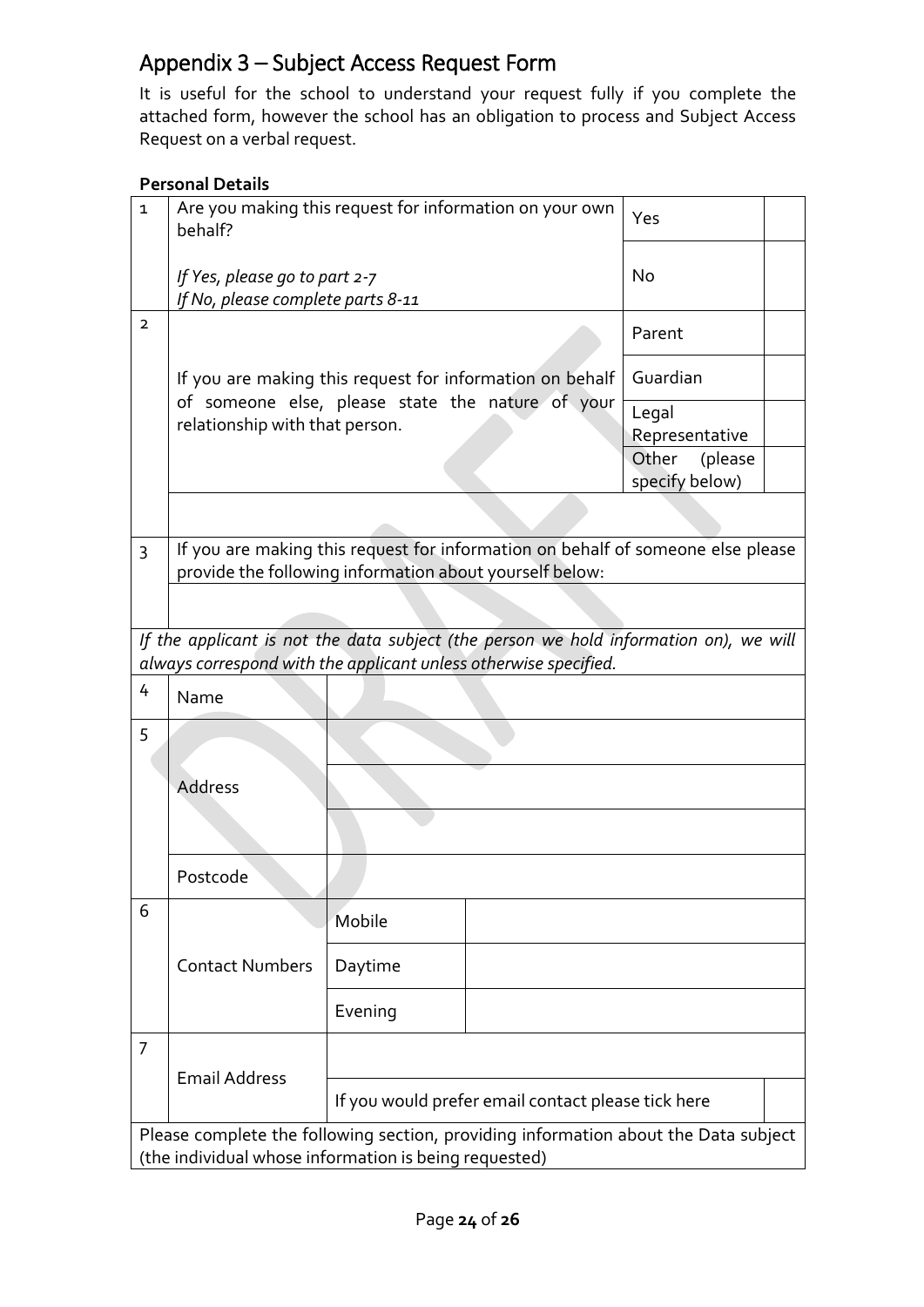## Appendix 3 – Subject Access Request Form

It is useful for the school to understand your request fully if you complete the attached form, however the school has an obligation to process and Subject Access Request on a verbal request.

**Personal Details**

| | | | | |
|---|---|---|---|---|
| 1 | Are you making this request for information on your own behalf?<br><br>*If Yes, please go to part 2-7*<br>*If No, please complete parts 8-11* | | Yes | |
| | | | No | |
| 2 | If you are making this request for information on behalf of someone else, please state the nature of your relationship with that person. | | Parent | |
| | | | Guardian | |
| | | | Legal Representative | |
| | | | Other (please specify below) | |
| | | | | |
| 3 | If you are making this request for information on behalf of someone else please provide the following information about yourself below: | | | |
| | | | | |
| *If the applicant is not the data subject (the person we hold information on), we will always correspond with the applicant unless otherwise specified.* | | | | |
| 4 | Name | | | |
| 5 | Address | | | |
| | | | | |
| | | | | |
| | Postcode | | | |
| 6 | Contact Numbers | Mobile | | |
| | | Daytime | | |
| | | Evening | | |
| 7 | Email Address | | | |
| | | If you would prefer email contact please tick here | | |
| Please complete the following section, providing information about the Data subject (the individual whose information is being requested) | | | | |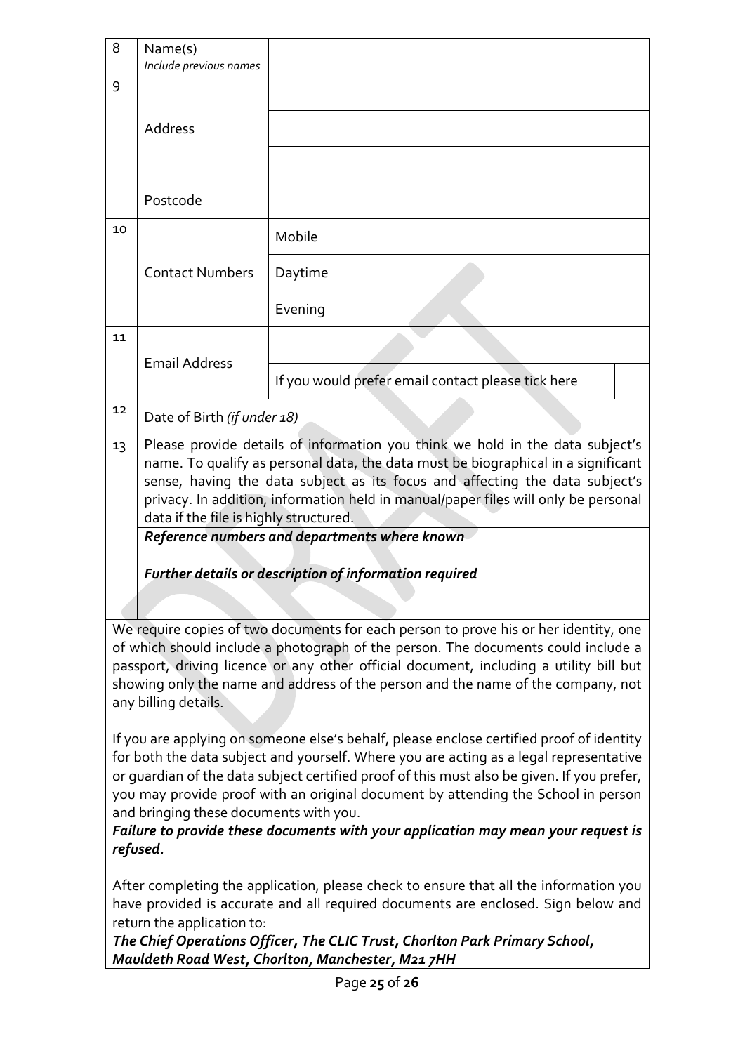| | | | |
|---|---|---|---|
| 8 | Name(s) *Include previous names* | | |
| 9 | Address | | |
| | | | |
| | | | |
| | Postcode | | |
| 10 | Contact Numbers | Mobile | |
| | | Daytime | |
| | | Evening | |
| 11 | Email Address | | |
| | | If you would prefer email contact please tick here | |
| 12 | Date of Birth *(if under 18)* | | |
| 13 | Please provide details of information you think we hold in the data subject's name. To qualify as personal data, the data must be biographical in a significant sense, having the data subject as its focus and affecting the data subject's privacy. In addition, information held in manual/paper files will only be personal data if the file is highly structured. | | |
| | ***Reference numbers and departments where known*** | | |
| | ***Further details or description of information required*** | | |

We require copies of two documents for each person to prove his or her identity, one of which should include a photograph of the person. The documents could include a passport, driving licence or any other official document, including a utility bill but showing only the name and address of the person and the name of the company, not any billing details.

If you are applying on someone else's behalf, please enclose certified proof of identity for both the data subject and yourself. Where you are acting as a legal representative or guardian of the data subject certified proof of this must also be given. If you prefer, you may provide proof with an original document by attending the School in person and bringing these documents with you.

***Failure to provide these documents with your application may mean your request is refused.***

After completing the application, please check to ensure that all the information you have provided is accurate and all required documents are enclosed. Sign below and return the application to:

***The Chief Operations Officer, The CLIC Trust, Chorlton Park Primary School, Mauldeth Road West, Chorlton, Manchester, M21 7HH***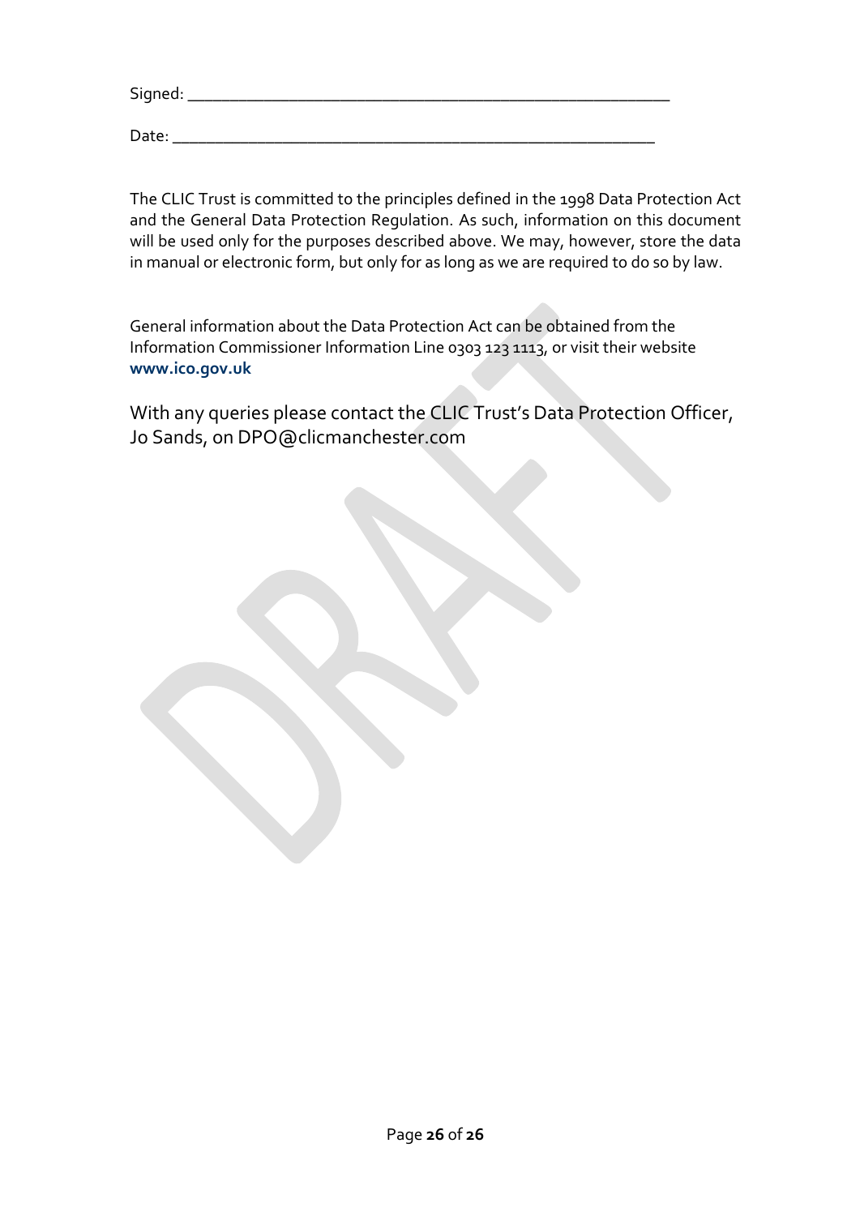Signed: ___________________________________________________________

Date: ____________________________________________________________

The CLIC Trust is committed to the principles defined in the 1998 Data Protection Act and the General Data Protection Regulation. As such, information on this document will be used only for the purposes described above. We may, however, store the data in manual or electronic form, but only for as long as we are required to do so by law.

General information about the Data Protection Act can be obtained from the Information Commissioner Information Line 0303 123 1113, or visit their website **www.ico.gov.uk**

With any queries please contact the CLIC Trust's Data Protection Officer, Jo Sands, on DPO@clicmanchester.com